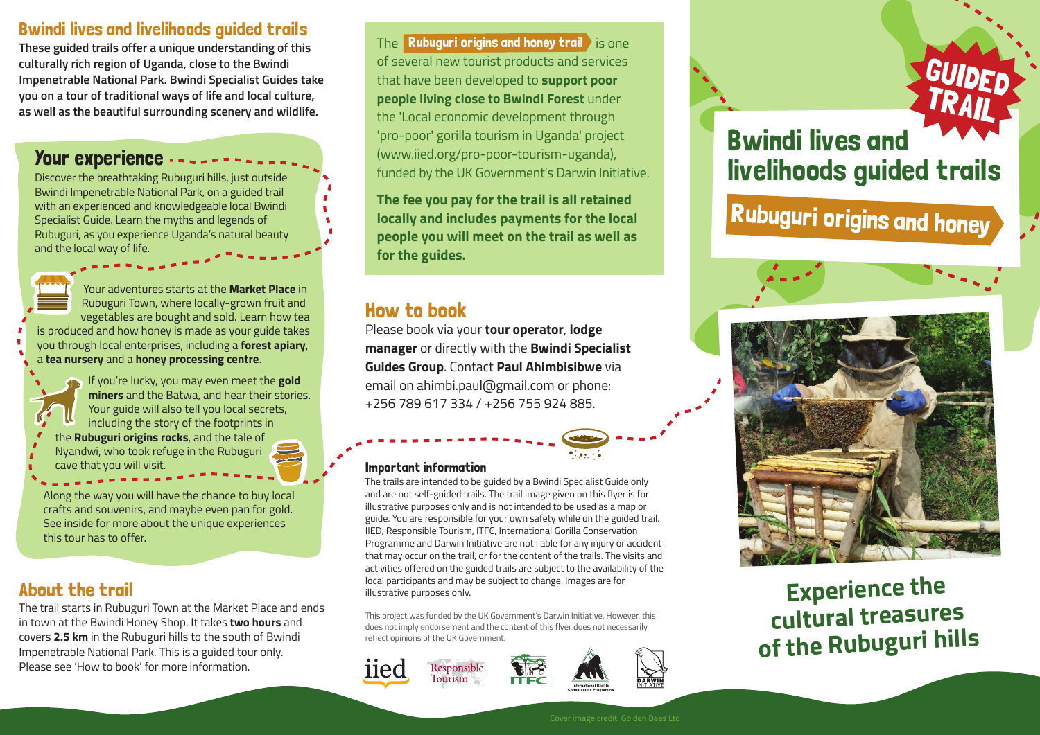## Bwindi lives and livelihoods guided trails

**These guided trails offer a unique understanding of this culturally rich region of Uganda, close to the Bwindi Impenetrable National Park. Bwindi Specialist Guides take you on a tour of traditional ways of life and local culture, as well as the beautiful surrounding scenery and wildlife.**

## Your experience

Discover the breathtaking Rubuguri hills, just outside Bwindi Impenetrable National Park, on a guided trail with an experienced and knowledgeable local Bwindi Specialist Guide. Learn the myths and legends of Rubuguri, as you experience Uganda's natural beauty and the local way of life.

Your adventures starts at the **Market Place** in Rubuguri Town, where locally-grown fruit and vegetables are bought and sold. Learn how tea is produced and how honey is made as your guide takes you through local enterprises, including a **forest apiary**, a **tea nursery** and a **honey processing centre**.

If you're lucky, you may even meet the **gold miners** and the Batwa, and hear their stories. Your guide will also tell you local secrets, including the story of the footprints in the **Rubuguri origins rocks**, and the tale of Nyandwi, who took refuge in the Rubuguri cave that you will visit.

Along the way you will have the chance to buy local crafts and souvenirs, and maybe even pan for gold. See inside for more about the unique experiences this tour has to offer.

## About the trail

The trail starts in Rubuguri Town at the Market Place and ends in town at the Bwindi Honey Shop. It takes **two hours** and covers **2.5 km** in the Rubuguri hills to the south of Bwindi Impenetrable National Park. This is a guided tour only. Please see 'How to book' for more information.

The **Rubuguri origins and honey trail** is one of several new tourist products and services that have been developed to **support poor people living close to Bwindi Forest** under the 'Local economic development through 'pro-poor' gorilla tourism in Uganda' project (www.iied.org/pro-poor-tourism-uganda), funded by the UK Government's Darwin Initiative.

**The fee you pay for the trail is all retained locally and includes payments for the local people you will meet on the trail as well as for the guides.**

## How to book

Please book via your **tour operator**, **lodge manager** or directly with the **Bwindi Specialist Guides Group**. Contact **Paul Ahimbisibwe** via email on ahimbi.paul@gmail.com or phone: +256 789 617 334 / +256 755 924 885.

### Important information

The trails are intended to be guided by a Bwindi Specialist Guide only and are not self-guided trails. The trail image given on this flyer is for illustrative purposes only and is not intended to be used as a map or guide. You are responsible for your own safety while on the guided trail. IIED, Responsible Tourism, ITFC, International Gorilla Conservation Programme and Darwin Initiative are not liable for any injury or accident that may occur on the trail, or for the content of the trails. The visits and activities offered on the guided trails are subject to the availability of the local participants and may be subject to change. Images are for illustrative purposes only.

This project was funded by the UK Government's Darwin Initiative. However, this does not imply endorsement and the content of this flyer does not necessarily reflect opinions of the UK Government.

iied | Responsible Tourism | ITFC | International Gorilla Conservation Programme | DARWIN INITIATIVE

GUIDED TRAIL

# Bwindi lives and livelihoods guided trails

## Rubuguri origins and honey

**Experience the cultural treasures of the Rubuguri hills**

Cover image credit: Golden Bees Ltd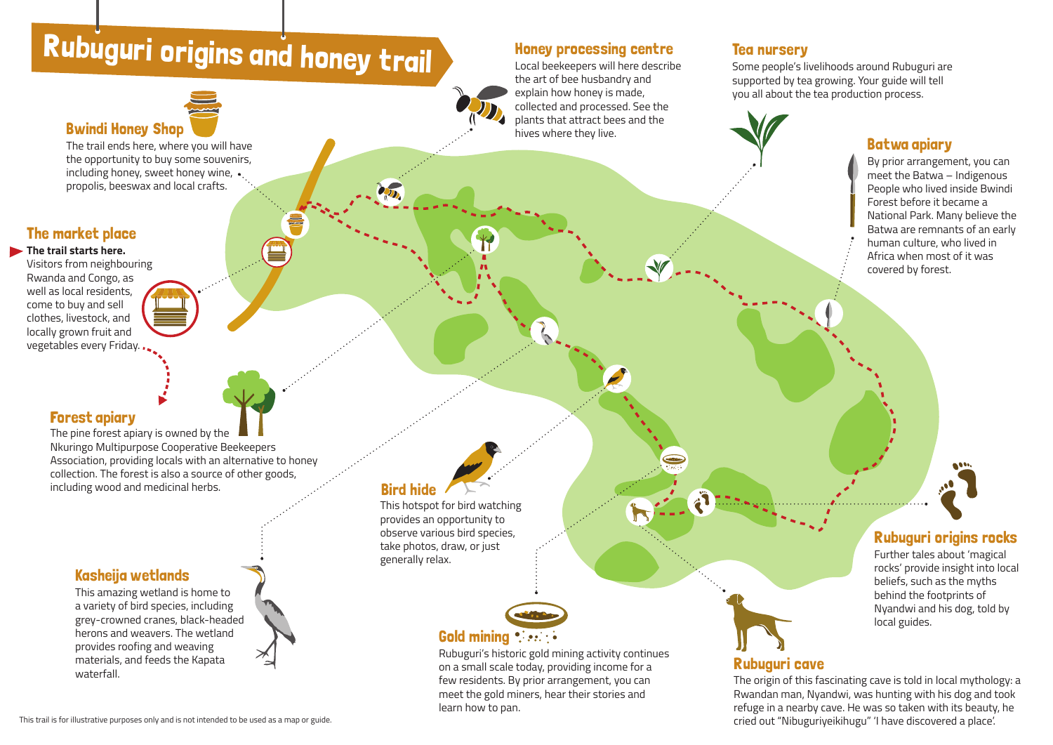# Rubuguri origins and honey trail

## Bwindi Honey Shop

The trail ends here, where you will have the opportunity to buy some souvenirs, including honey, sweet honey wine, propolis, beeswax and local crafts.

## The market place

**The trail starts here.**

Visitors from neighbouring Rwanda and Congo, as well as local residents, come to buy and sell clothes, livestock, and locally grown fruit and vegetables every Friday.

## Forest apiary

The pine forest apiary is owned by the Nkuringo Multipurpose Cooperative Beekeepers Association, providing locals with an alternative to honey collection. The forest is also a source of other goods, including wood and medicinal herbs.

## Kasheija wetlands

This amazing wetland is home to a variety of bird species, including grey-crowned cranes, black-headed herons and weavers. The wetland provides roofing and weaving materials, and feeds the Kapata waterfall.

## Honey processing centre

Local beekeepers will here describe the art of bee husbandry and explain how honey is made, collected and processed. See the plants that attract bees and the hives where they live.

## Bird hide

This hotspot for bird watching provides an opportunity to observe various bird species, take photos, draw, or just generally relax.

## Gold mining

Rubuguri's historic gold mining activity continues on a small scale today, providing income for a few residents. By prior arrangement, you can meet the gold miners, hear their stories and learn how to pan.

## Tea nursery

Some people's livelihoods around Rubuguri are supported by tea growing. Your guide will tell you all about the tea production process.

## Batwa apiary

By prior arrangement, you can meet the Batwa – Indigenous People who lived inside Bwindi Forest before it became a National Park. Many believe the Batwa are remnants of an early human culture, who lived in Africa when most of it was covered by forest.

## Rubuguri origins rocks

Further tales about 'magical rocks' provide insight into local beliefs, such as the myths behind the footprints of Nyandwi and his dog, told by local guides.

## Rubuguri cave

The origin of this fascinating cave is told in local mythology: a Rwandan man, Nyandwi, was hunting with his dog and took refuge in a nearby cave. He was so taken with its beauty, he cried out "Nibuguriyeikihugu" 'I have discovered a place'.

This trail is for illustrative purposes only and is not intended to be used as a map or guide.